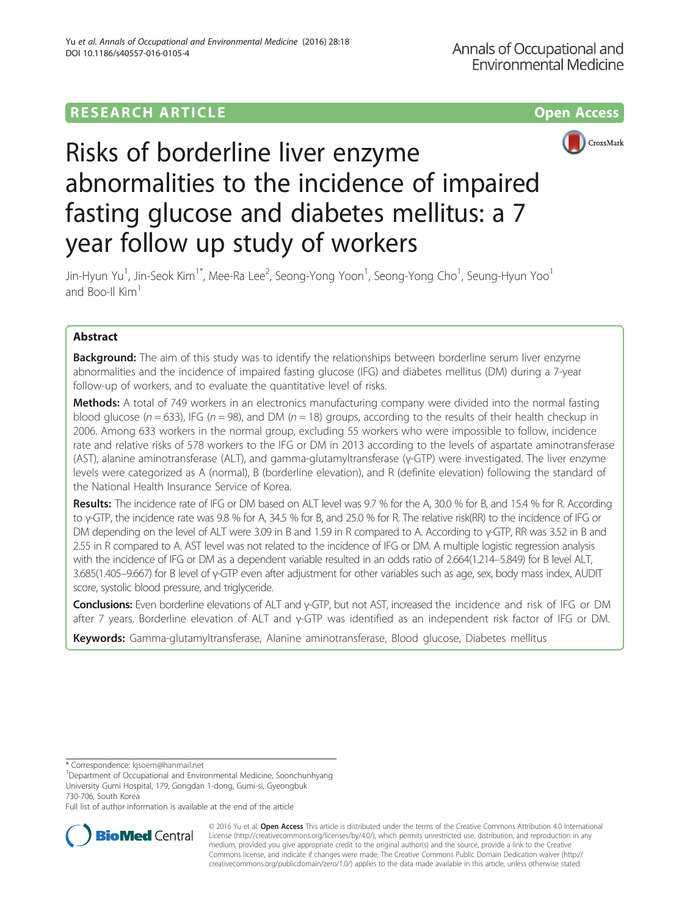RESEARCH ARTICLE

Open Access

# Risks of borderline liver enzyme abnormalities to the incidence of impaired fasting glucose and diabetes mellitus: a 7 year follow up study of workers

Jin-Hyun Yu[1], Jin-Seok Kim[1*], Mee-Ra Lee[2], Seong-Yong Yoon[1], Seong-Yong Cho[1], Seung-Hyun Yoo[1] and Boo-Il Kim[1]

## Abstract

**Background:** The aim of this study was to identify the relationships between borderline serum liver enzyme abnormalities and the incidence of impaired fasting glucose (IFG) and diabetes mellitus (DM) during a 7-year follow-up of workers, and to evaluate the quantitative level of risks.

**Methods:** A total of 749 workers in an electronics manufacturing company were divided into the normal fasting blood glucose ($n = 633$), IFG ($n = 98$), and DM ($n = 18$) groups, according to the results of their health checkup in 2006. Among 633 workers in the normal group, excluding 55 workers who were impossible to follow, incidence rate and relative risks of 578 workers to the IFG or DM in 2013 according to the levels of aspartate aminotransferase (AST), alanine aminotransferase (ALT), and gamma-glutamyltransferase (γ-GTP) were investigated. The liver enzyme levels were categorized as A (normal), B (borderline elevation), and R (definite elevation) following the standard of the National Health Insurance Service of Korea.

**Results:** The incidence rate of IFG or DM based on ALT level was 9.7 % for the A, 30.0 % for B, and 15.4 % for R. According to γ-GTP, the incidence rate was 9.8 % for A, 34.5 % for B, and 25.0 % for R. The relative risk(RR) to the incidence of IFG or DM depending on the level of ALT were 3.09 in B and 1.59 in R compared to A. According to γ-GTP, RR was 3.52 in B and 2.55 in R compared to A. AST level was not related to the incidence of IFG or DM. A multiple logistic regression analysis with the incidence of IFG or DM as a dependent variable resulted in an odds ratio of 2.664(1.214–5.849) for B level ALT, 3.685(1.405–9.667) for B level of γ-GTP even after adjustment for other variables such as age, sex, body mass index, AUDIT score, systolic blood pressure, and triglyceride.

**Conclusions:** Even borderline elevations of ALT and γ-GTP, but not AST, increased the incidence and risk of IFG or DM after 7 years. Borderline elevation of ALT and γ-GTP was identified as an independent risk factor of IFG or DM.

**Keywords:** Gamma-glutamyltransferase, Alanine aminotransferase, Blood glucose, Diabetes mellitus

\* Correspondence: kjsoem@hanmail.net

[1]Department of Occupational and Environmental Medicine, Soonchunhyang University Gumi Hospital, 179, Gongdan 1-dong, Gumi-si, Gyeongbuk 730-706, South Korea

Full list of author information is available at the end of the article

© 2016 Yu et al. **Open Access** This article is distributed under the terms of the Creative Commons Attribution 4.0 International License (http://creativecommons.org/licenses/by/4.0/), which permits unrestricted use, distribution, and reproduction in any medium, provided you give appropriate credit to the original author(s) and the source, provide a link to the Creative Commons license, and indicate if changes were made. The Creative Commons Public Domain Dedication waiver (http://creativecommons.org/publicdomain/zero/1.0/) applies to the data made available in this article, unless otherwise stated.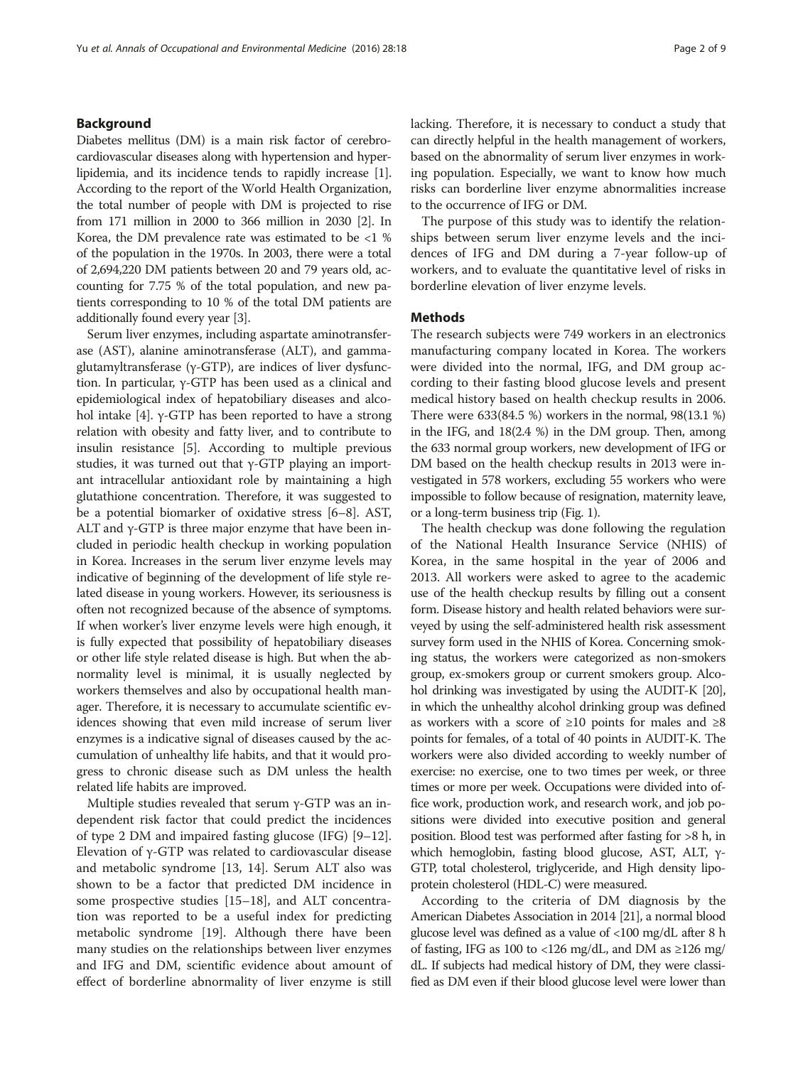## Background

Diabetes mellitus (DM) is a main risk factor of cerebro-cardiovascular diseases along with hypertension and hyperlipidemia, and its incidence tends to rapidly increase [1]. According to the report of the World Health Organization, the total number of people with DM is projected to rise from 171 million in 2000 to 366 million in 2030 [2]. In Korea, the DM prevalence rate was estimated to be <1 % of the population in the 1970s. In 2003, there were a total of 2,694,220 DM patients between 20 and 79 years old, accounting for 7.75 % of the total population, and new patients corresponding to 10 % of the total DM patients are additionally found every year [3].

Serum liver enzymes, including aspartate aminotransferase (AST), alanine aminotransferase (ALT), and gamma-glutamyltransferase (γ-GTP), are indices of liver dysfunction. In particular, γ-GTP has been used as a clinical and epidemiological index of hepatobiliary diseases and alcohol intake [4]. γ-GTP has been reported to have a strong relation with obesity and fatty liver, and to contribute to insulin resistance [5]. According to multiple previous studies, it was turned out that γ-GTP playing an important intracellular antioxidant role by maintaining a high glutathione concentration. Therefore, it was suggested to be a potential biomarker of oxidative stress [6–8]. AST, ALT and γ-GTP is three major enzyme that have been included in periodic health checkup in working population in Korea. Increases in the serum liver enzyme levels may indicative of beginning of the development of life style related disease in young workers. However, its seriousness is often not recognized because of the absence of symptoms. If when worker's liver enzyme levels were high enough, it is fully expected that possibility of hepatobiliary diseases or other life style related disease is high. But when the abnormality level is minimal, it is usually neglected by workers themselves and also by occupational health manager. Therefore, it is necessary to accumulate scientific evidences showing that even mild increase of serum liver enzymes is a indicative signal of diseases caused by the accumulation of unhealthy life habits, and that it would progress to chronic disease such as DM unless the health related life habits are improved.

Multiple studies revealed that serum γ-GTP was an independent risk factor that could predict the incidences of type 2 DM and impaired fasting glucose (IFG) [9–12]. Elevation of γ-GTP was related to cardiovascular disease and metabolic syndrome [13, 14]. Serum ALT also was shown to be a factor that predicted DM incidence in some prospective studies [15–18], and ALT concentration was reported to be a useful index for predicting metabolic syndrome [19]. Although there have been many studies on the relationships between liver enzymes and IFG and DM, scientific evidence about amount of effect of borderline abnormality of liver enzyme is still lacking. Therefore, it is necessary to conduct a study that can directly helpful in the health management of workers, based on the abnormality of serum liver enzymes in working population. Especially, we want to know how much risks can borderline liver enzyme abnormalities increase to the occurrence of IFG or DM.

The purpose of this study was to identify the relationships between serum liver enzyme levels and the incidences of IFG and DM during a 7-year follow-up of workers, and to evaluate the quantitative level of risks in borderline elevation of liver enzyme levels.

## Methods

The research subjects were 749 workers in an electronics manufacturing company located in Korea. The workers were divided into the normal, IFG, and DM group according to their fasting blood glucose levels and present medical history based on health checkup results in 2006. There were 633(84.5 %) workers in the normal, 98(13.1 %) in the IFG, and 18(2.4 %) in the DM group. Then, among the 633 normal group workers, new development of IFG or DM based on the health checkup results in 2013 were investigated in 578 workers, excluding 55 workers who were impossible to follow because of resignation, maternity leave, or a long-term business trip (Fig. 1).

The health checkup was done following the regulation of the National Health Insurance Service (NHIS) of Korea, in the same hospital in the year of 2006 and 2013. All workers were asked to agree to the academic use of the health checkup results by filling out a consent form. Disease history and health related behaviors were surveyed by using the self-administered health risk assessment survey form used in the NHIS of Korea. Concerning smoking status, the workers were categorized as non-smokers group, ex-smokers group or current smokers group. Alcohol drinking was investigated by using the AUDIT-K [20], in which the unhealthy alcohol drinking group was defined as workers with a score of ≥10 points for males and ≥8 points for females, of a total of 40 points in AUDIT-K. The workers were also divided according to weekly number of exercise: no exercise, one to two times per week, or three times or more per week. Occupations were divided into office work, production work, and research work, and job positions were divided into executive position and general position. Blood test was performed after fasting for >8 h, in which hemoglobin, fasting blood glucose, AST, ALT, γ-GTP, total cholesterol, triglyceride, and High density lipoprotein cholesterol (HDL-C) were measured.

According to the criteria of DM diagnosis by the American Diabetes Association in 2014 [21], a normal blood glucose level was defined as a value of <100 mg/dL after 8 h of fasting, IFG as 100 to <126 mg/dL, and DM as ≥126 mg/dL. If subjects had medical history of DM, they were classified as DM even if their blood glucose level were lower than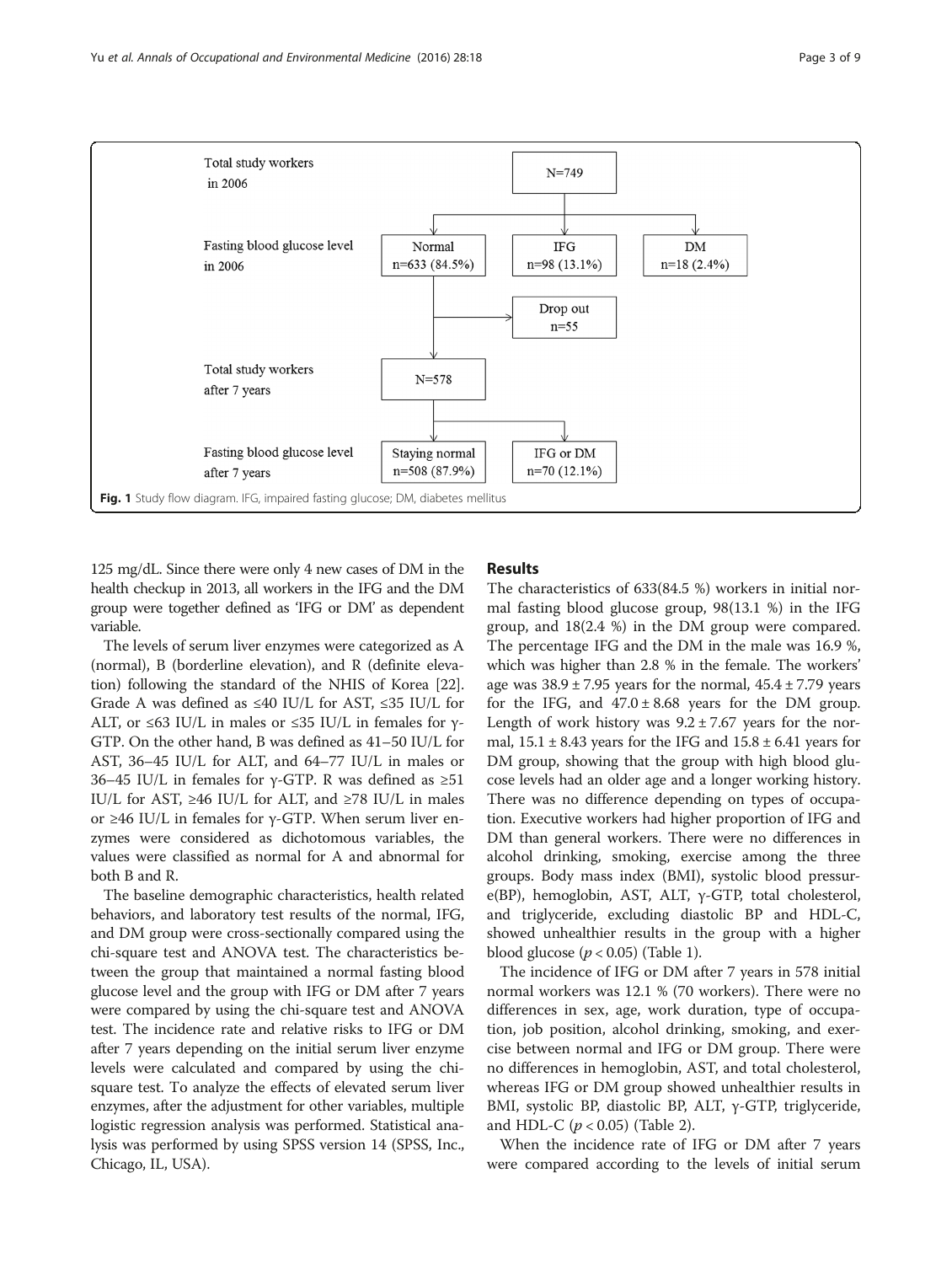Total study workers in 2006: N=749

Fasting blood glucose level in 2006: Normal n=633 (84.5%); IFG n=98 (13.1%); DM n=18 (2.4%)

Drop out n=55

Total study workers after 7 years: N=578

Fasting blood glucose level after 7 years: Staying normal n=508 (87.9%); IFG or DM n=70 (12.1%)

**Fig. 1** Study flow diagram. IFG, impaired fasting glucose; DM, diabetes mellitus

125 mg/dL. Since there were only 4 new cases of DM in the health checkup in 2013, all workers in the IFG and the DM group were together defined as 'IFG or DM' as dependent variable.

The levels of serum liver enzymes were categorized as A (normal), B (borderline elevation), and R (definite elevation) following the standard of the NHIS of Korea [22]. Grade A was defined as ≤40 IU/L for AST, ≤35 IU/L for ALT, or ≤63 IU/L in males or ≤35 IU/L in females for γ-GTP. On the other hand, B was defined as 41–50 IU/L for AST, 36–45 IU/L for ALT, and 64–77 IU/L in males or 36–45 IU/L in females for γ-GTP. R was defined as ≥51 IU/L for AST, ≥46 IU/L for ALT, and ≥78 IU/L in males or ≥46 IU/L in females for γ-GTP. When serum liver enzymes were considered as dichotomous variables, the values were classified as normal for A and abnormal for both B and R.

The baseline demographic characteristics, health related behaviors, and laboratory test results of the normal, IFG, and DM group were cross-sectionally compared using the chi-square test and ANOVA test. The characteristics between the group that maintained a normal fasting blood glucose level and the group with IFG or DM after 7 years were compared by using the chi-square test and ANOVA test. The incidence rate and relative risks to IFG or DM after 7 years depending on the initial serum liver enzyme levels were calculated and compared by using the chi-square test. To analyze the effects of elevated serum liver enzymes, after the adjustment for other variables, multiple logistic regression analysis was performed. Statistical analysis was performed by using SPSS version 14 (SPSS, Inc., Chicago, IL, USA).

## Results

The characteristics of 633(84.5 %) workers in initial normal fasting blood glucose group, 98(13.1 %) in the IFG group, and 18(2.4 %) in the DM group were compared. The percentage IFG and the DM in the male was 16.9 %, which was higher than 2.8 % in the female. The workers' age was 38.9 ± 7.95 years for the normal, 45.4 ± 7.79 years for the IFG, and 47.0 ± 8.68 years for the DM group. Length of work history was 9.2 ± 7.67 years for the normal, 15.1 ± 8.43 years for the IFG and 15.8 ± 6.41 years for DM group, showing that the group with high blood glucose levels had an older age and a longer working history. There was no difference depending on types of occupation. Executive workers had higher proportion of IFG and DM than general workers. There were no differences in alcohol drinking, smoking, exercise among the three groups. Body mass index (BMI), systolic blood pressure(BP), hemoglobin, AST, ALT, γ-GTP, total cholesterol, and triglyceride, excluding diastolic BP and HDL-C, showed unhealthier results in the group with a higher blood glucose ($p < 0.05$) (Table 1).

The incidence of IFG or DM after 7 years in 578 initial normal workers was 12.1 % (70 workers). There were no differences in sex, age, work duration, type of occupation, job position, alcohol drinking, smoking, and exercise between normal and IFG or DM group. There were no differences in hemoglobin, AST, and total cholesterol, whereas IFG or DM group showed unhealthier results in BMI, systolic BP, diastolic BP, ALT, γ-GTP, triglyceride, and HDL-C ($p < 0.05$) (Table 2).

When the incidence rate of IFG or DM after 7 years were compared according to the levels of initial serum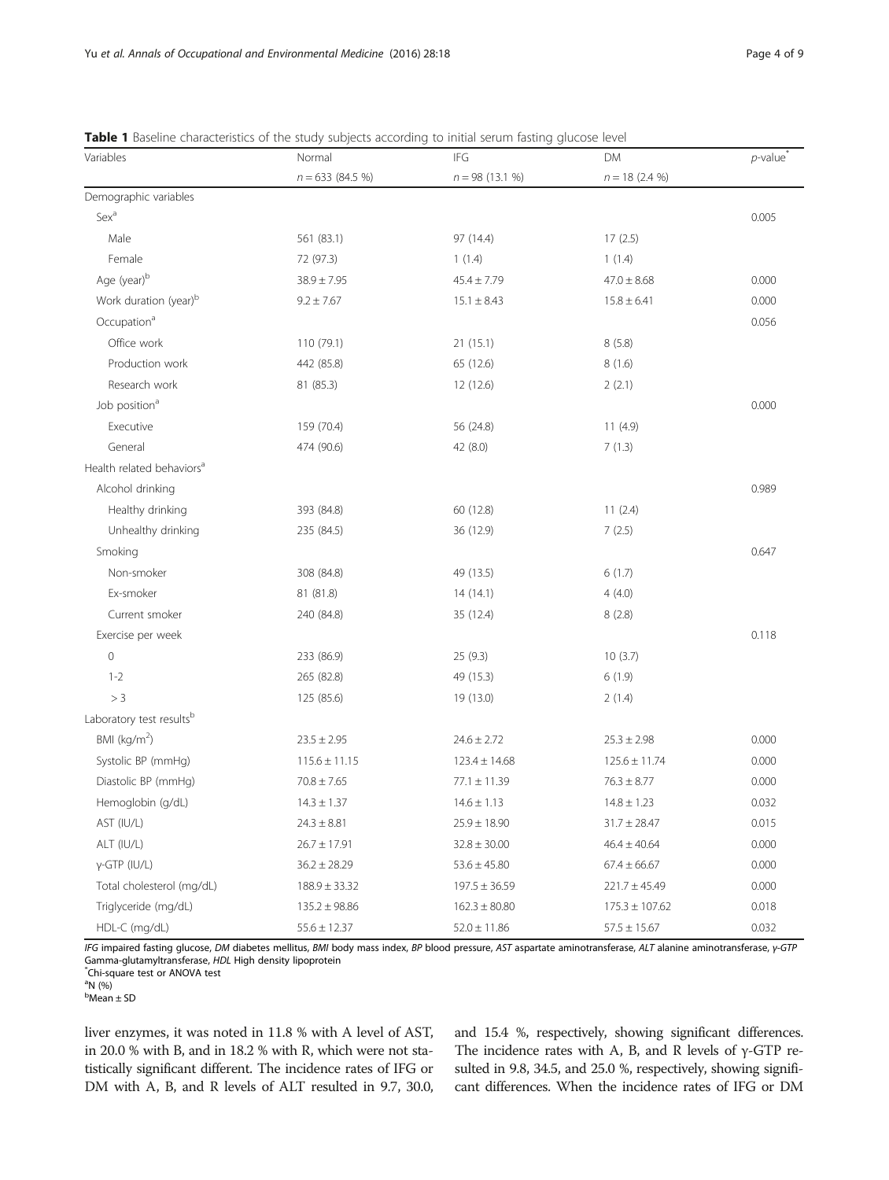**Table 1** Baseline characteristics of the study subjects according to initial serum fasting glucose level

| Variables | Normal | IFG | DM | *p*-value[*] |
|---|---|---|---|---|
| | *n* = 633 (84.5 %) | *n* = 98 (13.1 %) | *n* = 18 (2.4 %) | |
| Demographic variables | | | | |
| Sex[a] | | | | 0.005 |
| Male | 561 (83.1) | 97 (14.4) | 17 (2.5) | |
| Female | 72 (97.3) | 1 (1.4) | 1 (1.4) | |
| Age (year)[b] | 38.9 ± 7.95 | 45.4 ± 7.79 | 47.0 ± 8.68 | 0.000 |
| Work duration (year)[b] | 9.2 ± 7.67 | 15.1 ± 8.43 | 15.8 ± 6.41 | 0.000 |
| Occupation[a] | | | | 0.056 |
| Office work | 110 (79.1) | 21 (15.1) | 8 (5.8) | |
| Production work | 442 (85.8) | 65 (12.6) | 8 (1.6) | |
| Research work | 81 (85.3) | 12 (12.6) | 2 (2.1) | |
| Job position[a] | | | | 0.000 |
| Executive | 159 (70.4) | 56 (24.8) | 11 (4.9) | |
| General | 474 (90.6) | 42 (8.0) | 7 (1.3) | |
| Health related behaviors[a] | | | | |
| Alcohol drinking | | | | 0.989 |
| Healthy drinking | 393 (84.8) | 60 (12.8) | 11 (2.4) | |
| Unhealthy drinking | 235 (84.5) | 36 (12.9) | 7 (2.5) | |
| Smoking | | | | 0.647 |
| Non-smoker | 308 (84.8) | 49 (13.5) | 6 (1.7) | |
| Ex-smoker | 81 (81.8) | 14 (14.1) | 4 (4.0) | |
| Current smoker | 240 (84.8) | 35 (12.4) | 8 (2.8) | |
| Exercise per week | | | | 0.118 |
| 0 | 233 (86.9) | 25 (9.3) | 10 (3.7) | |
| 1-2 | 265 (82.8) | 49 (15.3) | 6 (1.9) | |
| > 3 | 125 (85.6) | 19 (13.0) | 2 (1.4) | |
| Laboratory test results[b] | | | | |
| BMI (kg/m$^2$) | 23.5 ± 2.95 | 24.6 ± 2.72 | 25.3 ± 2.98 | 0.000 |
| Systolic BP (mmHg) | 115.6 ± 11.15 | 123.4 ± 14.68 | 125.6 ± 11.74 | 0.000 |
| Diastolic BP (mmHg) | 70.8 ± 7.65 | 77.1 ± 11.39 | 76.3 ± 8.77 | 0.000 |
| Hemoglobin (g/dL) | 14.3 ± 1.37 | 14.6 ± 1.13 | 14.8 ± 1.23 | 0.032 |
| AST (IU/L) | 24.3 ± 8.81 | 25.9 ± 18.90 | 31.7 ± 28.47 | 0.015 |
| ALT (IU/L) | 26.7 ± 17.91 | 32.8 ± 30.00 | 46.4 ± 40.64 | 0.000 |
| γ-GTP (IU/L) | 36.2 ± 28.29 | 53.6 ± 45.80 | 67.4 ± 66.67 | 0.000 |
| Total cholesterol (mg/dL) | 188.9 ± 33.32 | 197.5 ± 36.59 | 221.7 ± 45.49 | 0.000 |
| Triglyceride (mg/dL) | 135.2 ± 98.86 | 162.3 ± 80.80 | 175.3 ± 107.62 | 0.018 |
| HDL-C (mg/dL) | 55.6 ± 12.37 | 52.0 ± 11.86 | 57.5 ± 15.67 | 0.032 |

*IFG* impaired fasting glucose, *DM* diabetes mellitus, *BMI* body mass index, *BP* blood pressure, *AST* aspartate aminotransferase, *ALT* alanine aminotransferase, *γ-GTP* Gamma-glutamyltransferase, *HDL* High density lipoprotein
[*]Chi-square test or ANOVA test
[a]N (%)
[b]Mean ± SD

liver enzymes, it was noted in 11.8 % with A level of AST, in 20.0 % with B, and in 18.2 % with R, which were not statistically significant different. The incidence rates of IFG or DM with A, B, and R levels of ALT resulted in 9.7, 30.0, and 15.4 %, respectively, showing significant differences. The incidence rates with A, B, and R levels of γ-GTP resulted in 9.8, 34.5, and 25.0 %, respectively, showing significant differences. When the incidence rates of IFG or DM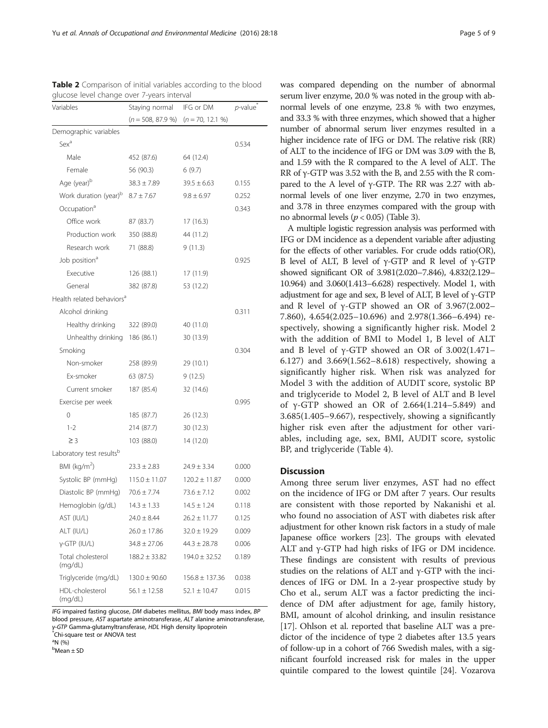**Table 2** Comparison of initial variables according to the blood glucose level change over 7-years interval

| Variables | Staying normal | IFG or DM | p-value* |
|---|---|---|---|
| | (n = 508, 87.9 %) | (n = 70, 12.1 %) | |
| Demographic variables | | | |
| Sex[a] | | | 0.534 |
| Male | 452 (87.6) | 64 (12.4) | |
| Female | 56 (90.3) | 6 (9.7) | |
| Age (year)[b] | 38.3 ± 7.89 | 39.5 ± 6.63 | 0.155 |
| Work duration (year)[b] | 8.7 ± 7.67 | 9.8 ± 6.97 | 0.252 |
| Occupation[a] | | | 0.343 |
| Office work | 87 (83.7) | 17 (16.3) | |
| Production work | 350 (88.8) | 44 (11.2) | |
| Research work | 71 (88.8) | 9 (11.3) | |
| Job position[a] | | | 0.925 |
| Executive | 126 (88.1) | 17 (11.9) | |
| General | 382 (87.8) | 53 (12.2) | |
| Health related behaviors[a] | | | |
| Alcohol drinking | | | 0.311 |
| Healthy drinking | 322 (89.0) | 40 (11.0) | |
| Unhealthy drinking | 186 (86.1) | 30 (13.9) | |
| Smoking | | | 0.304 |
| Non-smoker | 258 (89.9) | 29 (10.1) | |
| Ex-smoker | 63 (87.5) | 9 (12.5) | |
| Current smoker | 187 (85.4) | 32 (14.6) | |
| Exercise per week | | | 0.995 |
| 0 | 185 (87.7) | 26 (12.3) | |
| 1-2 | 214 (87.7) | 30 (12.3) | |
| ≥ 3 | 103 (88.0) | 14 (12.0) | |
| Laboratory test results[b] | | | |
| BMI (kg/m$^2$) | 23.3 ± 2.83 | 24.9 ± 3.34 | 0.000 |
| Systolic BP (mmHg) | 115.0 ± 11.07 | 120.2 ± 11.87 | 0.000 |
| Diastolic BP (mmHg) | 70.6 ± 7.74 | 73.6 ± 7.12 | 0.002 |
| Hemoglobin (g/dL) | 14.3 ± 1.33 | 14.5 ± 1.24 | 0.118 |
| AST (IU/L) | 24.0 ± 8.44 | 26.2 ± 11.77 | 0.125 |
| ALT (IU/L) | 26.0 ± 17.86 | 32.0 ± 19.29 | 0.009 |
| γ-GTP (IU/L) | 34.8 ± 27.06 | 44.3 ± 28.78 | 0.006 |
| Total cholesterol (mg/dL) | 188.2 ± 33.82 | 194.0 ± 32.52 | 0.189 |
| Triglyceride (mg/dL) | 130.0 ± 90.60 | 156.8 ± 137.36 | 0.038 |
| HDL-cholesterol (mg/dL) | 56.1 ± 12.58 | 52.1 ± 10.47 | 0.015 |

*IFG* impaired fasting glucose, *DM* diabetes mellitus, *BMI* body mass index, *BP* blood pressure, *AST* aspartate aminotransferase, *ALT* alanine aminotransferase, *γ-GTP* Gamma-glutamyltransferase, *HDL* High density lipoprotein
*Chi-square test or ANOVA test
[a]N (%)
[b]Mean ± SD

was compared depending on the number of abnormal serum liver enzyme, 20.0 % was noted in the group with abnormal levels of one enzyme, 23.8 % with two enzymes, and 33.3 % with three enzymes, which showed that a higher number of abnormal serum liver enzymes resulted in a higher incidence rate of IFG or DM. The relative risk (RR) of ALT to the incidence of IFG or DM was 3.09 with the B, and 1.59 with the R compared to the A level of ALT. The RR of γ-GTP was 3.52 with the B, and 2.55 with the R compared to the A level of γ-GTP. The RR was 2.27 with abnormal levels of one liver enzyme, 2.70 in two enzymes, and 3.78 in three enzymes compared with the group with no abnormal levels ($p < 0.05$) (Table 3).

A multiple logistic regression analysis was performed with IFG or DM incidence as a dependent variable after adjusting for the effects of other variables. For crude odds ratio(OR), B level of ALT, B level of γ-GTP and R level of γ-GTP showed significant OR of 3.981(2.020–7.846), 4.832(2.129–10.964) and 3.060(1.413–6.628) respectively. Model 1, with adjustment for age and sex, B level of ALT, B level of γ-GTP and R level of γ-GTP showed an OR of 3.967(2.002–7.860), 4.654(2.025–10.696) and 2.978(1.366–6.494) respectively, showing a significantly higher risk. Model 2 with the addition of BMI to Model 1, B level of ALT and B level of γ-GTP showed an OR of 3.002(1.471–6.127) and 3.669(1.562–8.618) respectively, showing a significantly higher risk. When risk was analyzed for Model 3 with the addition of AUDIT score, systolic BP and triglyceride to Model 2, B level of ALT and B level of γ-GTP showed an OR of 2.664(1.214–5.849) and 3.685(1.405–9.667), respectively, showing a significantly higher risk even after the adjustment for other variables, including age, sex, BMI, AUDIT score, systolic BP, and triglyceride (Table 4).

## Discussion

Among three serum liver enzymes, AST had no effect on the incidence of IFG or DM after 7 years. Our results are consistent with those reported by Nakanishi et al. who found no association of AST with diabetes risk after adjustment for other known risk factors in a study of male Japanese office workers [23]. The groups with elevated ALT and γ-GTP had high risks of IFG or DM incidence. These findings are consistent with results of previous studies on the relations of ALT and γ-GTP with the incidences of IFG or DM. In a 2-year prospective study by Cho et al., serum ALT was a factor predicting the incidence of DM after adjustment for age, family history, BMI, amount of alcohol drinking, and insulin resistance [17]. Ohlson et al. reported that baseline ALT was a predictor of the incidence of type 2 diabetes after 13.5 years of follow-up in a cohort of 766 Swedish males, with a significant fourfold increased risk for males in the upper quintile compared to the lowest quintile [24]. Vozarova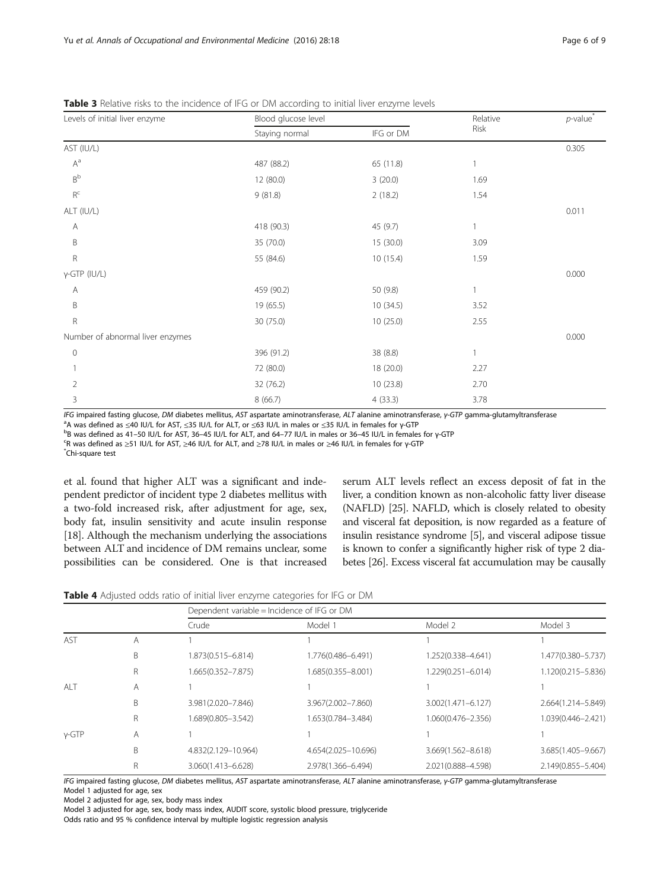**Table 3** Relative risks to the incidence of IFG or DM according to initial liver enzyme levels

| Levels of initial liver enzyme | Blood glucose level | | Relative Risk | $p$-value* |
|---|---|---|---|---|
| | Staying normal | IFG or DM | | |
| AST (IU/L) | | | | 0.305 |
| A[a] | 487 (88.2) | 65 (11.8) | 1 | |
| B[b] | 12 (80.0) | 3 (20.0) | 1.69 | |
| R[c] | 9 (81.8) | 2 (18.2) | 1.54 | |
| ALT (IU/L) | | | | 0.011 |
| A | 418 (90.3) | 45 (9.7) | 1 | |
| B | 35 (70.0) | 15 (30.0) | 3.09 | |
| R | 55 (84.6) | 10 (15.4) | 1.59 | |
| γ-GTP (IU/L) | | | | 0.000 |
| A | 459 (90.2) | 50 (9.8) | 1 | |
| B | 19 (65.5) | 10 (34.5) | 3.52 | |
| R | 30 (75.0) | 10 (25.0) | 2.55 | |
| Number of abnormal liver enzymes | | | | 0.000 |
| 0 | 396 (91.2) | 38 (8.8) | 1 | |
| 1 | 72 (80.0) | 18 (20.0) | 2.27 | |
| 2 | 32 (76.2) | 10 (23.8) | 2.70 | |
| 3 | 8 (66.7) | 4 (33.3) | 3.78 | |

*IFG* impaired fasting glucose, *DM* diabetes mellitus, *AST* aspartate aminotransferase, *ALT* alanine aminotransferase, *γ-GTP* gamma-glutamyltransferase
[a]A was defined as ≤40 IU/L for AST, ≤35 IU/L for ALT, or ≤63 IU/L in males or ≤35 IU/L in females for γ-GTP
[b]B was defined as 41–50 IU/L for AST, 36–45 IU/L for ALT, and 64–77 IU/L in males or 36–45 IU/L in females for γ-GTP
[c]R was defined as ≥51 IU/L for AST, ≥46 IU/L for ALT, and ≥78 IU/L in males or ≥46 IU/L in females for γ-GTP
*Chi-square test

et al. found that higher ALT was a significant and independent predictor of incident type 2 diabetes mellitus with a two-fold increased risk, after adjustment for age, sex, body fat, insulin sensitivity and acute insulin response [18]. Although the mechanism underlying the associations between ALT and incidence of DM remains unclear, some possibilities can be considered. One is that increased serum ALT levels reflect an excess deposit of fat in the liver, a condition known as non-alcoholic fatty liver disease (NAFLD) [25]. NAFLD, which is closely related to obesity and visceral fat deposition, is now regarded as a feature of insulin resistance syndrome [5], and visceral adipose tissue is known to confer a significantly higher risk of type 2 diabetes [26]. Excess visceral fat accumulation may be causally

**Table 4** Adjusted odds ratio of initial liver enzyme categories for IFG or DM

| | | Dependent variable = Incidence of IFG or DM | | | |
|---|---|---|---|---|---|
| | | Crude | Model 1 | Model 2 | Model 3 |
| AST | A | 1 | 1 | 1 | 1 |
| | B | 1.873(0.515–6.814) | 1.776(0.486–6.491) | 1.252(0.338–4.641) | 1.477(0.380–5.737) |
| | R | 1.665(0.352–7.875) | 1.685(0.355–8.001) | 1.229(0.251–6.014) | 1.120(0.215–5.836) |
| ALT | A | 1 | 1 | 1 | 1 |
| | B | 3.981(2.020–7.846) | 3.967(2.002–7.860) | 3.002(1.471–6.127) | 2.664(1.214–5.849) |
| | R | 1.689(0.805–3.542) | 1.653(0.784–3.484) | 1.060(0.476–2.356) | 1.039(0.446–2.421) |
| γ-GTP | A | 1 | 1 | 1 | 1 |
| | B | 4.832(2.129–10.964) | 4.654(2.025–10.696) | 3.669(1.562–8.618) | 3.685(1.405–9.667) |
| | R | 3.060(1.413–6.628) | 2.978(1.366–6.494) | 2.021(0.888–4.598) | 2.149(0.855–5.404) |

*IFG* impaired fasting glucose, *DM* diabetes mellitus, *AST* aspartate aminotransferase, *ALT* alanine aminotransferase, *γ-GTP* gamma-glutamyltransferase
Model 1 adjusted for age, sex
Model 2 adjusted for age, sex, body mass index
Model 3 adjusted for age, sex, body mass index, AUDIT score, systolic blood pressure, triglyceride
Odds ratio and 95 % confidence interval by multiple logistic regression analysis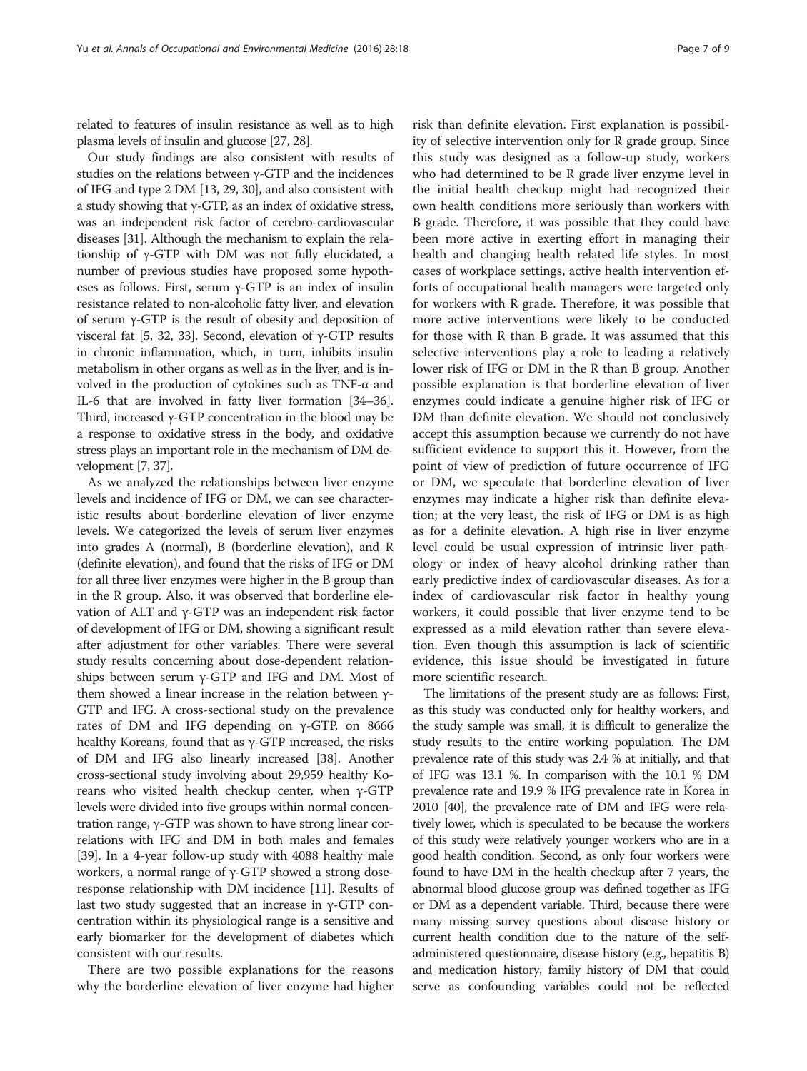related to features of insulin resistance as well as to high plasma levels of insulin and glucose [27, 28].

Our study findings are also consistent with results of studies on the relations between γ-GTP and the incidences of IFG and type 2 DM [13, 29, 30], and also consistent with a study showing that γ-GTP, as an index of oxidative stress, was an independent risk factor of cerebro-cardiovascular diseases [31]. Although the mechanism to explain the relationship of γ-GTP with DM was not fully elucidated, a number of previous studies have proposed some hypotheses as follows. First, serum γ-GTP is an index of insulin resistance related to non-alcoholic fatty liver, and elevation of serum γ-GTP is the result of obesity and deposition of visceral fat [5, 32, 33]. Second, elevation of γ-GTP results in chronic inflammation, which, in turn, inhibits insulin metabolism in other organs as well as in the liver, and is involved in the production of cytokines such as TNF-α and IL-6 that are involved in fatty liver formation [34–36]. Third, increased γ-GTP concentration in the blood may be a response to oxidative stress in the body, and oxidative stress plays an important role in the mechanism of DM development [7, 37].

As we analyzed the relationships between liver enzyme levels and incidence of IFG or DM, we can see characteristic results about borderline elevation of liver enzyme levels. We categorized the levels of serum liver enzymes into grades A (normal), B (borderline elevation), and R (definite elevation), and found that the risks of IFG or DM for all three liver enzymes were higher in the B group than in the R group. Also, it was observed that borderline elevation of ALT and γ-GTP was an independent risk factor of development of IFG or DM, showing a significant result after adjustment for other variables. There were several study results concerning about dose-dependent relationships between serum γ-GTP and IFG and DM. Most of them showed a linear increase in the relation between γ-GTP and IFG. A cross-sectional study on the prevalence rates of DM and IFG depending on γ-GTP, on 8666 healthy Koreans, found that as γ-GTP increased, the risks of DM and IFG also linearly increased [38]. Another cross-sectional study involving about 29,959 healthy Koreans who visited health checkup center, when γ-GTP levels were divided into five groups within normal concentration range, γ-GTP was shown to have strong linear correlations with IFG and DM in both males and females [39]. In a 4-year follow-up study with 4088 healthy male workers, a normal range of γ-GTP showed a strong dose-response relationship with DM incidence [11]. Results of last two study suggested that an increase in γ-GTP concentration within its physiological range is a sensitive and early biomarker for the development of diabetes which consistent with our results.

There are two possible explanations for the reasons why the borderline elevation of liver enzyme had higher risk than definite elevation. First explanation is possibility of selective intervention only for R grade group. Since this study was designed as a follow-up study, workers who had determined to be R grade liver enzyme level in the initial health checkup might had recognized their own health conditions more seriously than workers with B grade. Therefore, it was possible that they could have been more active in exerting effort in managing their health and changing health related life styles. In most cases of workplace settings, active health intervention efforts of occupational health managers were targeted only for workers with R grade. Therefore, it was possible that more active interventions were likely to be conducted for those with R than B grade. It was assumed that this selective interventions play a role to leading a relatively lower risk of IFG or DM in the R than B group. Another possible explanation is that borderline elevation of liver enzymes could indicate a genuine higher risk of IFG or DM than definite elevation. We should not conclusively accept this assumption because we currently do not have sufficient evidence to support this it. However, from the point of view of prediction of future occurrence of IFG or DM, we speculate that borderline elevation of liver enzymes may indicate a higher risk than definite elevation; at the very least, the risk of IFG or DM is as high as for a definite elevation. A high rise in liver enzyme level could be usual expression of intrinsic liver pathology or index of heavy alcohol drinking rather than early predictive index of cardiovascular diseases. As for a index of cardiovascular risk factor in healthy young workers, it could possible that liver enzyme tend to be expressed as a mild elevation rather than severe elevation. Even though this assumption is lack of scientific evidence, this issue should be investigated in future more scientific research.

The limitations of the present study are as follows: First, as this study was conducted only for healthy workers, and the study sample was small, it is difficult to generalize the study results to the entire working population. The DM prevalence rate of this study was 2.4 % at initially, and that of IFG was 13.1 %. In comparison with the 10.1 % DM prevalence rate and 19.9 % IFG prevalence rate in Korea in 2010 [40], the prevalence rate of DM and IFG were relatively lower, which is speculated to be because the workers of this study were relatively younger workers who are in a good health condition. Second, as only four workers were found to have DM in the health checkup after 7 years, the abnormal blood glucose group was defined together as IFG or DM as a dependent variable. Third, because there were many missing survey questions about disease history or current health condition due to the nature of the self-administered questionnaire, disease history (e.g., hepatitis B) and medication history, family history of DM that could serve as confounding variables could not be reflected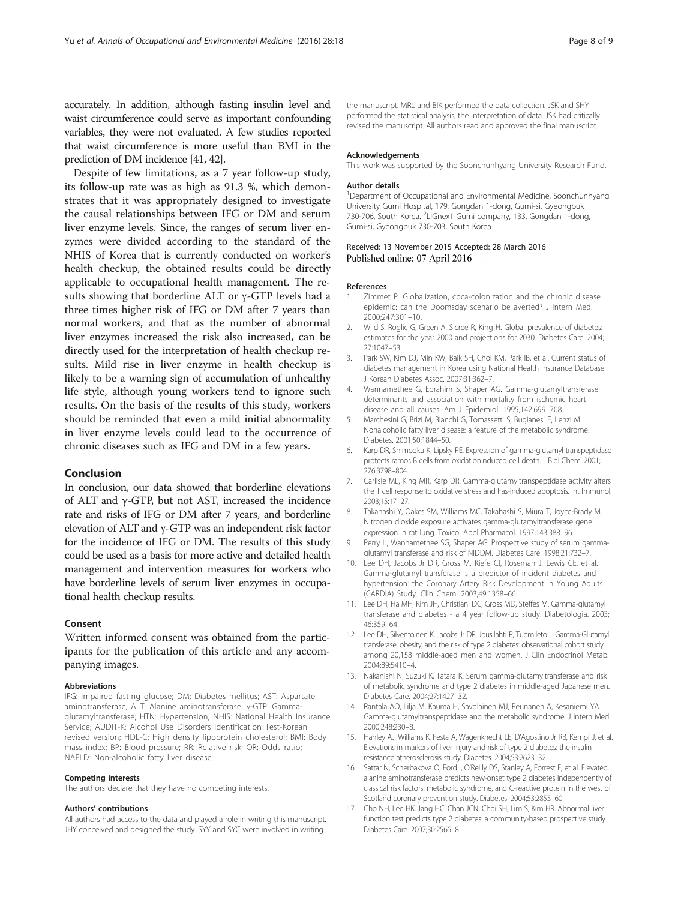accurately. In addition, although fasting insulin level and waist circumference could serve as important confounding variables, they were not evaluated. A few studies reported that waist circumference is more useful than BMI in the prediction of DM incidence [41, 42].

Despite of few limitations, as a 7 year follow-up study, its follow-up rate was as high as 91.3 %, which demonstrates that it was appropriately designed to investigate the causal relationships between IFG or DM and serum liver enzyme levels. Since, the ranges of serum liver enzymes were divided according to the standard of the NHIS of Korea that is currently conducted on worker's health checkup, the obtained results could be directly applicable to occupational health management. The results showing that borderline ALT or γ-GTP levels had a three times higher risk of IFG or DM after 7 years than normal workers, and that as the number of abnormal liver enzymes increased the risk also increased, can be directly used for the interpretation of health checkup results. Mild rise in liver enzyme in health checkup is likely to be a warning sign of accumulation of unhealthy life style, although young workers tend to ignore such results. On the basis of the results of this study, workers should be reminded that even a mild initial abnormality in liver enzyme levels could lead to the occurrence of chronic diseases such as IFG and DM in a few years.

## Conclusion

In conclusion, our data showed that borderline elevations of ALT and γ-GTP, but not AST, increased the incidence rate and risks of IFG or DM after 7 years, and borderline elevation of ALT and γ-GTP was an independent risk factor for the incidence of IFG or DM. The results of this study could be used as a basis for more active and detailed health management and intervention measures for workers who have borderline levels of serum liver enzymes in occupational health checkup results.

### Consent

Written informed consent was obtained from the participants for the publication of this article and any accompanying images.

#### Abbreviations

IFG: Impaired fasting glucose; DM: Diabetes mellitus; AST: Aspartate aminotransferase; ALT: Alanine aminotransferase; γ-GTP: Gamma-glutamyltransferase; HTN: Hypertension; NHIS: National Health Insurance Service; AUDIT-K: Alcohol Use Disorders Identification Test-Korean revised version; HDL-C: High density lipoprotein cholesterol; BMI: Body mass index; BP: Blood pressure; RR: Relative risk; OR: Odds ratio; NAFLD: Non-alcoholic fatty liver disease.

#### Competing interests

The authors declare that they have no competing interests.

#### Authors' contributions

All authors had access to the data and played a role in writing this manuscript. JHY conceived and designed the study. SYY and SYC were involved in writing the manuscript. MRL and BIK performed the data collection. JSK and SHY performed the statistical analysis, the interpretation of data. JSK had critically revised the manuscript. All authors read and approved the final manuscript.

#### Acknowledgements

This work was supported by the Soonchunhyang University Research Fund.

#### Author details

[1]Department of Occupational and Environmental Medicine, Soonchunhyang University Gumi Hospital, 179, Gongdan 1-dong, Gumi-si, Gyeongbuk 730-706, South Korea. [2]LIGnex1 Gumi company, 133, Gongdan 1-dong, Gumi-si, Gyeongbuk 730-703, South Korea.

Received: 13 November 2015 Accepted: 28 March 2016
Published online: 07 April 2016

#### References

1. Zimmet P. Globalization, coca-colonization and the chronic disease epidemic: can the Doomsday scenario be averted? J Intern Med. 2000;247:301–10.
2. Wild S, Roglic G, Green A, Sicree R, King H. Global prevalence of diabetes: estimates for the year 2000 and projections for 2030. Diabetes Care. 2004; 27:1047–53.
3. Park SW, Kim DJ, Min KW, Baik SH, Choi KM, Park IB, et al. Current status of diabetes management in Korea using National Health Insurance Database. J Korean Diabetes Assoc. 2007;31:362–7.
4. Wannamethee G, Ebrahim S, Shaper AG. Gamma-glutamyltransferase: determinants and association with mortality from ischemic heart disease and all causes. Am J Epidemiol. 1995;142:699–708.
5. Marchesini G, Brizi M, Bianchi G, Tomassetti S, Bugianesi E, Lenzi M. Nonalcoholic fatty liver disease: a feature of the metabolic syndrome. Diabetes. 2001;50:1844–50.
6. Karp DR, Shimooku K, Lipsky PE. Expression of gamma-glutamyl transpeptidase protects ramos B cells from oxidationinduced cell death. J Biol Chem. 2001; 276:3798–804.
7. Carlisle ML, King MR, Karp DR. Gamma-glutamyltranspeptidase activity alters the T cell response to oxidative stress and Fas-induced apoptosis. Int Immunol. 2003;15:17–27.
8. Takahashi Y, Oakes SM, Williams MC, Takahashi S, Miura T, Joyce-Brady M. Nitrogen dioxide exposure activates gamma-glutamyltransferase gene expression in rat lung. Toxicol Appl Pharmacol. 1997;143:388–96.
9. Perry IJ, Wannamethee SG, Shaper AG. Prospective study of serum gamma-glutamyl transferase and risk of NIDDM. Diabetes Care. 1998;21:732–7.
10. Lee DH, Jacobs Jr DR, Gross M, Kiefe CI, Roseman J, Lewis CE, et al. Gamma-glutamyl transferase is a predictor of incident diabetes and hypertension: the Coronary Artery Risk Development in Young Adults (CARDIA) Study. Clin Chem. 2003;49:1358–66.
11. Lee DH, Ha MH, Kim JH, Christiani DC, Gross MD, Steffes M. Gamma-glutamyl transferase and diabetes - a 4 year follow-up study. Diabetologia. 2003; 46:359–64.
12. Lee DH, Silventoinen K, Jacobs Jr DR, Jousilahti P, Tuomileto J. Gamma-Glutamyl transferase, obesity, and the risk of type 2 diabetes: observational cohort study among 20,158 middle-aged men and women. J Clin Endocrinol Metab. 2004;89:5410–4.
13. Nakanishi N, Suzuki K, Tatara K. Serum gamma-glutamyltransferase and risk of metabolic syndrome and type 2 diabetes in middle-aged Japanese men. Diabetes Care. 2004;27:1427–32.
14. Rantala AO, Lilja M, Kauma H, Savolainen MJ, Reunanen A, Kesaniemi YA. Gamma-glutamyltranspeptidase and the metabolic syndrome. J Intern Med. 2000;248:230–8.
15. Hanley AJ, Williams K, Festa A, Wagenknecht LE, D'Agostino Jr RB, Kempf J, et al. Elevations in markers of liver injury and risk of type 2 diabetes: the insulin resistance atherosclerosis study. Diabetes. 2004;53:2623–32.
16. Sattar N, Scherbakova O, Ford I, O'Reilly DS, Stanley A, Forrest E, et al. Elevated alanine aminotransferase predicts new-onset type 2 diabetes independently of classical risk factors, metabolic syndrome, and C-reactive protein in the west of Scotland coronary prevention study. Diabetes. 2004;53:2855–60.
17. Cho NH, Lee HK, Jang HC, Chan JCN, Choi SH, Lim S, Kim HR. Abnormal liver function test predicts type 2 diabetes: a community-based prospective study. Diabetes Care. 2007;30:2566–8.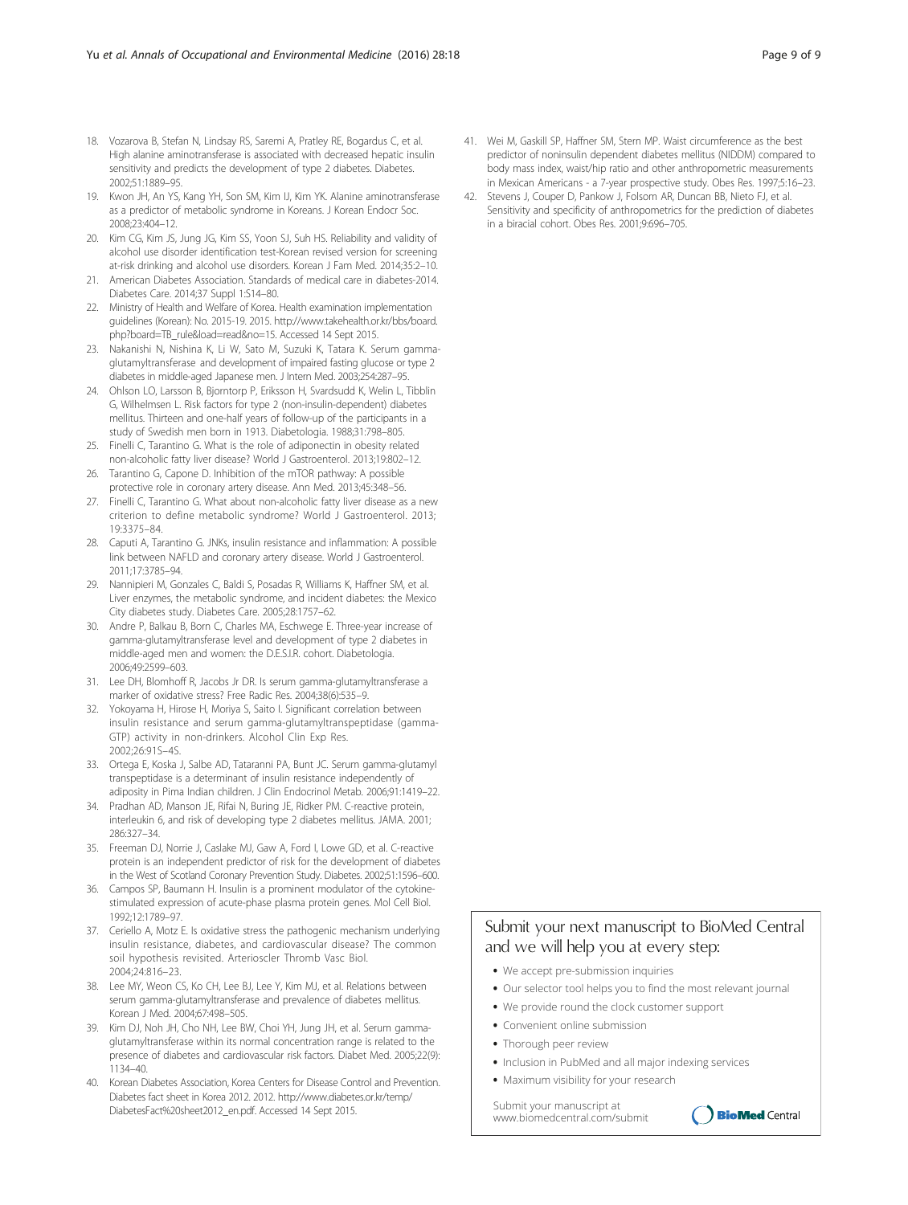18. Vozarova B, Stefan N, Lindsay RS, Saremi A, Pratley RE, Bogardus C, et al. High alanine aminotransferase is associated with decreased hepatic insulin sensitivity and predicts the development of type 2 diabetes. Diabetes. 2002;51:1889–95.
19. Kwon JH, An YS, Kang YH, Son SM, Kim IJ, Kim YK. Alanine aminotransferase as a predictor of metabolic syndrome in Koreans. J Korean Endocr Soc. 2008;23:404–12.
20. Kim CG, Kim JS, Jung JG, Kim SS, Yoon SJ, Suh HS. Reliability and validity of alcohol use disorder identification test-Korean revised version for screening at-risk drinking and alcohol use disorders. Korean J Fam Med. 2014;35:2–10.
21. American Diabetes Association. Standards of medical care in diabetes-2014. Diabetes Care. 2014;37 Suppl 1:S14–80.
22. Ministry of Health and Welfare of Korea. Health examination implementation guidelines (Korean): No. 2015-19. 2015. http://www.takehealth.or.kr/bbs/board.php?board=TB_rule&load=read&no=15. Accessed 14 Sept 2015.
23. Nakanishi N, Nishina K, Li W, Sato M, Suzuki K, Tatara K. Serum gamma-glutamyltransferase and development of impaired fasting glucose or type 2 diabetes in middle-aged Japanese men. J Intern Med. 2003;254:287–95.
24. Ohlson LO, Larsson B, Bjorntorp P, Eriksson H, Svardsudd K, Welin L, Tibblin G, Wilhelmsen L. Risk factors for type 2 (non-insulin-dependent) diabetes mellitus. Thirteen and one-half years of follow-up of the participants in a study of Swedish men born in 1913. Diabetologia. 1988;31:798–805.
25. Finelli C, Tarantino G. What is the role of adiponectin in obesity related non-alcoholic fatty liver disease? World J Gastroenterol. 2013;19:802–12.
26. Tarantino G, Capone D. Inhibition of the mTOR pathway: A possible protective role in coronary artery disease. Ann Med. 2013;45:348–56.
27. Finelli C, Tarantino G. What about non-alcoholic fatty liver disease as a new criterion to define metabolic syndrome? World J Gastroenterol. 2013; 19:3375–84.
28. Caputi A, Tarantino G. JNKs, insulin resistance and inflammation: A possible link between NAFLD and coronary artery disease. World J Gastroenterol. 2011;17:3785–94.
29. Nannipieri M, Gonzales C, Baldi S, Posadas R, Williams K, Haffner SM, et al. Liver enzymes, the metabolic syndrome, and incident diabetes: the Mexico City diabetes study. Diabetes Care. 2005;28:1757–62.
30. Andre P, Balkau B, Born C, Charles MA, Eschwege E. Three-year increase of gamma-glutamyltransferase level and development of type 2 diabetes in middle-aged men and women: the D.E.S.I.R. cohort. Diabetologia. 2006;49:2599–603.
31. Lee DH, Blomhoff R, Jacobs Jr DR. Is serum gamma-glutamyltransferase a marker of oxidative stress? Free Radic Res. 2004;38(6):535–9.
32. Yokoyama H, Hirose H, Moriya S, Saito I. Significant correlation between insulin resistance and serum gamma-glutamyltranspeptidase (gamma-GTP) activity in non-drinkers. Alcohol Clin Exp Res. 2002;26:91S–4S.
33. Ortega E, Koska J, Salbe AD, Tataranni PA, Bunt JC. Serum gamma-glutamyl transpeptidase is a determinant of insulin resistance independently of adiposity in Pima Indian children. J Clin Endocrinol Metab. 2006;91:1419–22.
34. Pradhan AD, Manson JE, Rifai N, Buring JE, Ridker PM. C-reactive protein, interleukin 6, and risk of developing type 2 diabetes mellitus. JAMA. 2001; 286:327–34.
35. Freeman DJ, Norrie J, Caslake MJ, Gaw A, Ford I, Lowe GD, et al. C-reactive protein is an independent predictor of risk for the development of diabetes in the West of Scotland Coronary Prevention Study. Diabetes. 2002;51:1596–600.
36. Campos SP, Baumann H. Insulin is a prominent modulator of the cytokine-stimulated expression of acute-phase plasma protein genes. Mol Cell Biol. 1992;12:1789–97.
37. Ceriello A, Motz E. Is oxidative stress the pathogenic mechanism underlying insulin resistance, diabetes, and cardiovascular disease? The common soil hypothesis revisited. Arterioscler Thromb Vasc Biol. 2004;24:816–23.
38. Lee MY, Weon CS, Ko CH, Lee BJ, Lee Y, Kim MJ, et al. Relations between serum gamma-glutamyltransferase and prevalence of diabetes mellitus. Korean J Med. 2004;67:498–505.
39. Kim DJ, Noh JH, Cho NH, Lee BW, Choi YH, Jung JH, et al. Serum gamma-glutamyltransferase within its normal concentration range is related to the presence of diabetes and cardiovascular risk factors. Diabet Med. 2005;22(9): 1134–40.
40. Korean Diabetes Association, Korea Centers for Disease Control and Prevention. Diabetes fact sheet in Korea 2012. 2012. http://www.diabetes.or.kr/temp/DiabetesFact%20sheet2012_en.pdf. Accessed 14 Sept 2015.
41. Wei M, Gaskill SP, Haffner SM, Stern MP. Waist circumference as the best predictor of noninsulin dependent diabetes mellitus (NIDDM) compared to body mass index, waist/hip ratio and other anthropometric measurements in Mexican Americans - a 7-year prospective study. Obes Res. 1997;5:16–23.
42. Stevens J, Couper D, Pankow J, Folsom AR, Duncan BB, Nieto FJ, et al. Sensitivity and specificity of anthropometrics for the prediction of diabetes in a biracial cohort. Obes Res. 2001;9:696–705.

Submit your next manuscript to BioMed Central and we will help you at every step:

- We accept pre-submission inquiries
- Our selector tool helps you to find the most relevant journal
- We provide round the clock customer support
- Convenient online submission
- Thorough peer review
- Inclusion in PubMed and all major indexing services
- Maximum visibility for your research

Submit your manuscript at www.biomedcentral.com/submit

BioMed Central